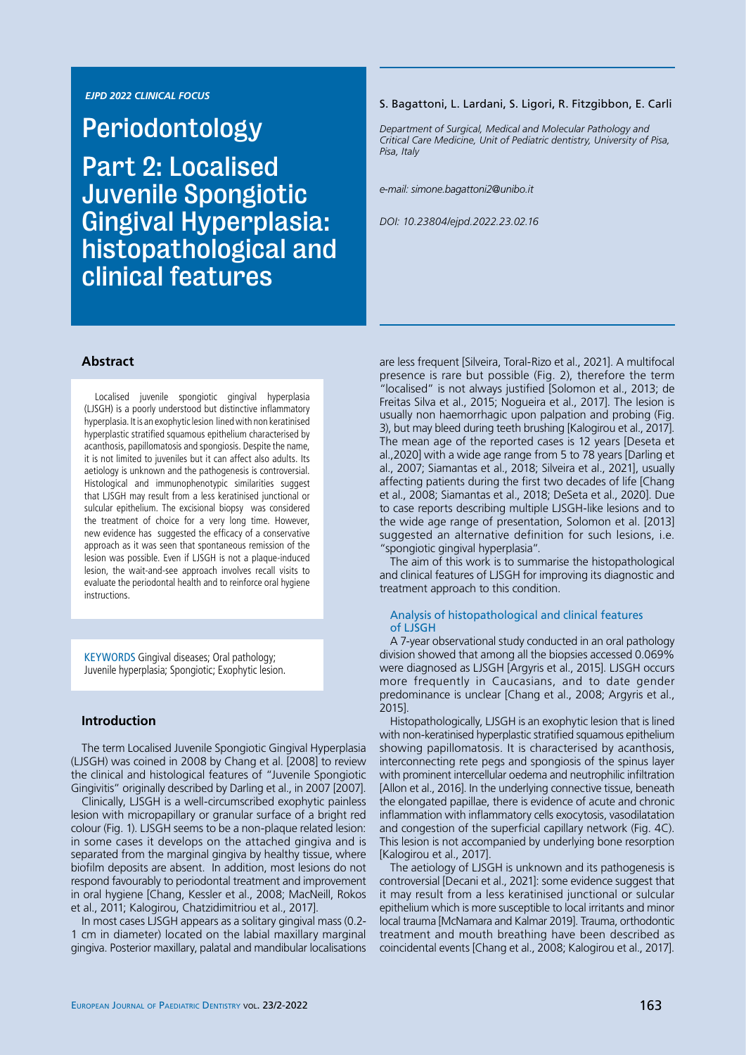*EJPD 2022 CLINICAL FOCUS*

# Periodontology

# Part 2: Localised Juvenile Spongiotic Gingival Hyperplasia: histopathological and clinical features

S. Bagattoni, L. Lardani, S. Ligori, R. Fitzgibbon, E. Carli

*Department of Surgical, Medical and Molecular Pathology and Critical Care Medicine, Unit of Pediatric dentistry, University of Pisa, Pisa, Italy*

*e-mail: simone.bagattoni2@unibo.it*

*DOI: 10.23804/ejpd.2022.23.02.16*

## Abstract

Localised juvenile spongiotic gingival hyperplasia (LJSGH) is a poorly understood but distinctive inflammatory hyperplasia. It is an exophytic lesion lined with non keratinised hyperplastic stratified squamous epithelium characterised by acanthosis, papillomatosis and spongiosis. Despite the name, it is not limited to juveniles but it can affect also adults. Its aetiology is unknown and the pathogenesis is controversial. Histological and immunophenotypic similarities suggest that LJSGH may result from a less keratinised junctional or sulcular epithelium. The excisional biopsy was considered the treatment of choice for a very long time. However, new evidence has suggested the efficacy of a conservative approach as it was seen that spontaneous remission of the lesion was possible. Even if LJSGH is not a plaque-induced lesion, the wait-and-see approach involves recall visits to evaluate the periodontal health and to reinforce oral hygiene instructions.

KEYWORDS Gingival diseases; Oral pathology; Juvenile hyperplasia; Spongiotic; Exophytic lesion.

## Introduction

The term Localised Juvenile Spongiotic Gingival Hyperplasia (LJSGH) was coined in 2008 by Chang et al. [2008] to review the clinical and histological features of "Juvenile Spongiotic Gingivitis" originally described by Darling et al., in 2007 [2007].

Clinically, LJSGH is a well-circumscribed exophytic painless lesion with micropapillary or granular surface of a bright red colour (Fig. 1). LJSGH seems to be a non-plaque related lesion: in some cases it develops on the attached gingiva and is separated from the marginal gingiva by healthy tissue, where biofilm deposits are absent. In addition, most lesions do not respond favourably to periodontal treatment and improvement in oral hygiene [Chang, Kessler et al., 2008; MacNeill, Rokos et al., 2011; Kalogirou, Chatzidimitriou et al., 2017].

In most cases LJSGH appears as a solitary gingival mass (0.2-1 cm in diameter) located on the labial maxillary marginal gingiva. Posterior maxillary, palatal and mandibular localisations are less frequent [Silveira, Toral-Rizo et al., 2021]. A multifocal presence is rare but possible (Fig. 2), therefore the term "localised" is not always justified [Solomon et al., 2013; de Freitas Silva et al., 2015; Nogueira et al., 2017]. The lesion is usually non haemorrhagic upon palpation and probing (Fig. 3), but may bleed during teeth brushing [Kalogirou et al., 2017]. The mean age of the reported cases is 12 years [Deseta et al.,2020] with a wide age range from 5 to 78 years [Darling et al., 2007; Siamantas et al., 2018; Silveira et al., 2021], usually affecting patients during the first two decades of life [Chang et al., 2008; Siamantas et al., 2018; DeSeta et al., 2020]. Due to case reports describing multiple LJSGH-like lesions and to the wide age range of presentation, Solomon et al. [2013] suggested an alternative definition for such lesions, i.e. "spongiotic gingival hyperplasia".

The aim of this work is to summarise the histopathological and clinical features of LJSGH for improving its diagnostic and treatment approach to this condition.

### Analysis of histopathological and clinical features of LJSGH

A 7-year observational study conducted in an oral pathology division showed that among all the biopsies accessed 0.069% were diagnosed as LJSGH [Argyris et al., 2015]. LJSGH occurs more frequently in Caucasians, and to date gender predominance is unclear [Chang et al., 2008; Argyris et al., 2015].

Histopathologically, LJSGH is an exophytic lesion that is lined with non-keratinised hyperplastic stratified squamous epithelium showing papillomatosis. It is characterised by acanthosis, interconnecting rete pegs and spongiosis of the spinus layer with prominent intercellular oedema and neutrophilic infiltration [Allon et al., 2016]. In the underlying connective tissue, beneath the elongated papillae, there is evidence of acute and chronic inflammation with inflammatory cells exocytosis, vasodilatation and congestion of the superficial capillary network (Fig. 4C). This lesion is not accompanied by underlying bone resorption [Kalogirou et al., 2017].

The aetiology of LJSGH is unknown and its pathogenesis is controversial [Decani et al., 2021]: some evidence suggest that it may result from a less keratinised junctional or sulcular epithelium which is more susceptible to local irritants and minor local trauma [McNamara and Kalmar 2019]. Trauma, orthodontic treatment and mouth breathing have been described as coincidental events [Chang et al., 2008; Kalogirou et al., 2017].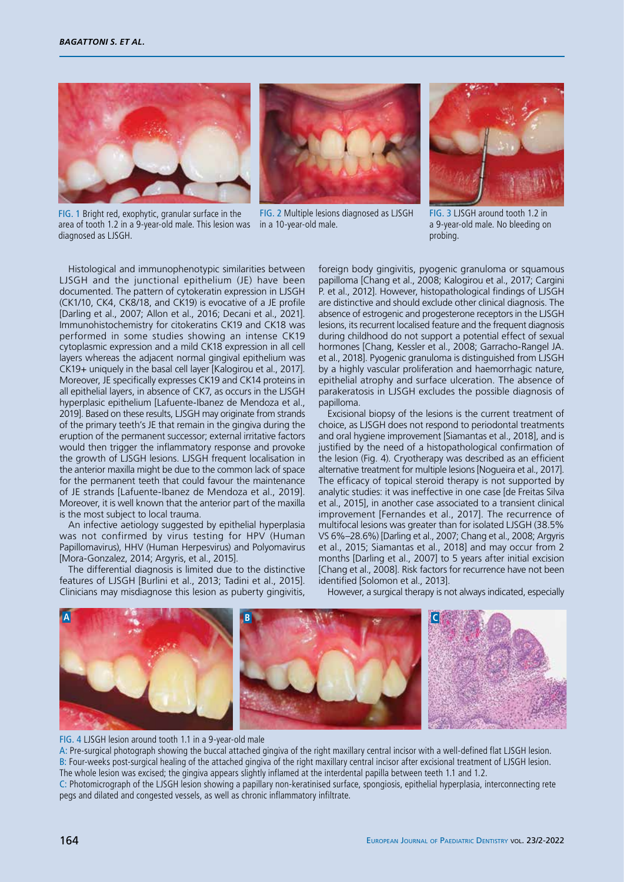FIG. 1 Bright red, exophytic, granular surface in the area of tooth 1.2 in a 9-year-old male. This lesion was diagnosed as LJSGH.

FIG. 2 Multiple lesions diagnosed as LJSGH in a 10-year-old male.

FIG. 3 LJSGH around tooth 1.2 in a 9-year-old male. No bleeding on probing.

Histological and immunophenotypic similarities between LJSGH and the junctional epithelium (JE) have been documented. The pattern of cytokeratin expression in LJSGH (CK1/10, CK4, CK8/18, and CK19) is evocative of a JE profile [Darling et al., 2007; Allon et al., 2016; Decani et al., 2021]. Immunohistochemistry for citokeratins CK19 and CK18 was performed in some studies showing an intense CK19 cytoplasmic expression and a mild CK18 expression in all cell layers whereas the adjacent normal gingival epithelium was CK19+ uniquely in the basal cell layer [Kalogirou et al., 2017]. Moreover, JE specifically expresses CK19 and CK14 proteins in all epithelial layers, in absence of CK7, as occurs in the LJSGH hyperplasic epithelium [Lafuente-Ibanez de Mendoza et al., 2019]. Based on these results, LJSGH may originate from strands of the primary teeth's JE that remain in the gingiva during the eruption of the permanent successor; external irritative factors would then trigger the inflammatory response and provoke the growth of LJSGH lesions. LJSGH frequent localisation in the anterior maxilla might be due to the common lack of space for the permanent teeth that could favour the maintenance of JE strands [Lafuente-Ibanez de Mendoza et al., 2019]. Moreover, it is well known that the anterior part of the maxilla is the most subject to local trauma.

An infective aetiology suggested by epithelial hyperplasia was not confirmed by virus testing for HPV (Human Papillomavirus), HHV (Human Herpesvirus) and Polyomavirus [Mora-Gonzalez, 2014; Argyris, et al., 2015].

The differential diagnosis is limited due to the distinctive features of LJSGH [Burlini et al., 2013; Tadini et al., 2015]. Clinicians may misdiagnose this lesion as puberty gingivitis, foreign body gingivitis, pyogenic granuloma or squamous papilloma [Chang et al., 2008; Kalogirou et al., 2017; Cargini P. et al., 2012]. However, histopathological findings of LJSGH are distinctive and should exclude other clinical diagnosis. The absence of estrogenic and progesterone receptors in the LJSGH lesions, its recurrent localised feature and the frequent diagnosis during childhood do not support a potential effect of sexual hormones [Chang, Kessler et al., 2008; Garracho-Rangel JA. et al., 2018]. Pyogenic granuloma is distinguished from LJSGH by a highly vascular proliferation and haemorrhagic nature, epithelial atrophy and surface ulceration. The absence of parakeratosis in LJSGH excludes the possible diagnosis of papilloma.

Excisional biopsy of the lesions is the current treatment of choice, as LJSGH does not respond to periodontal treatments and oral hygiene improvement [Siamantas et al., 2018], and is justified by the need of a histopathological confirmation of the lesion (Fig. 4). Cryotherapy was described as an efficient alternative treatment for multiple lesions [Nogueira et al., 2017]. The efficacy of topical steroid therapy is not supported by analytic studies: it was ineffective in one case [de Freitas Silva et al., 2015], in another case associated to a transient clinical improvement [Fernandes et al., 2017]. The recurrence of multifocal lesions was greater than for isolated LJSGH (38.5% VS 6%–28.6%) [Darling et al., 2007; Chang et al., 2008; Argyris et al., 2015; Siamantas et al., 2018] and may occur from 2 months [Darling et al., 2007] to 5 years after initial excision [Chang et al., 2008]. Risk factors for recurrence have not been identified [Solomon et al., 2013].

However, a surgical therapy is not always indicated, especially

FIG. 4 LJSGH lesion around tooth 1.1 in a 9-year-old male
A: Pre-surgical photograph showing the buccal attached gingiva of the right maxillary central incisor with a well-defined flat LJSGH lesion.
B: Four-weeks post-surgical healing of the attached gingiva of the right maxillary central incisor after excisional treatment of LJSGH lesion. The whole lesion was excised; the gingiva appears slightly inflamed at the interdental papilla between teeth 1.1 and 1.2.
C: Photomicrograph of the LJSGH lesion showing a papillary non-keratinised surface, spongiosis, epithelial hyperplasia, interconnecting rete pegs and dilated and congested vessels, as well as chronic inflammatory infiltrate.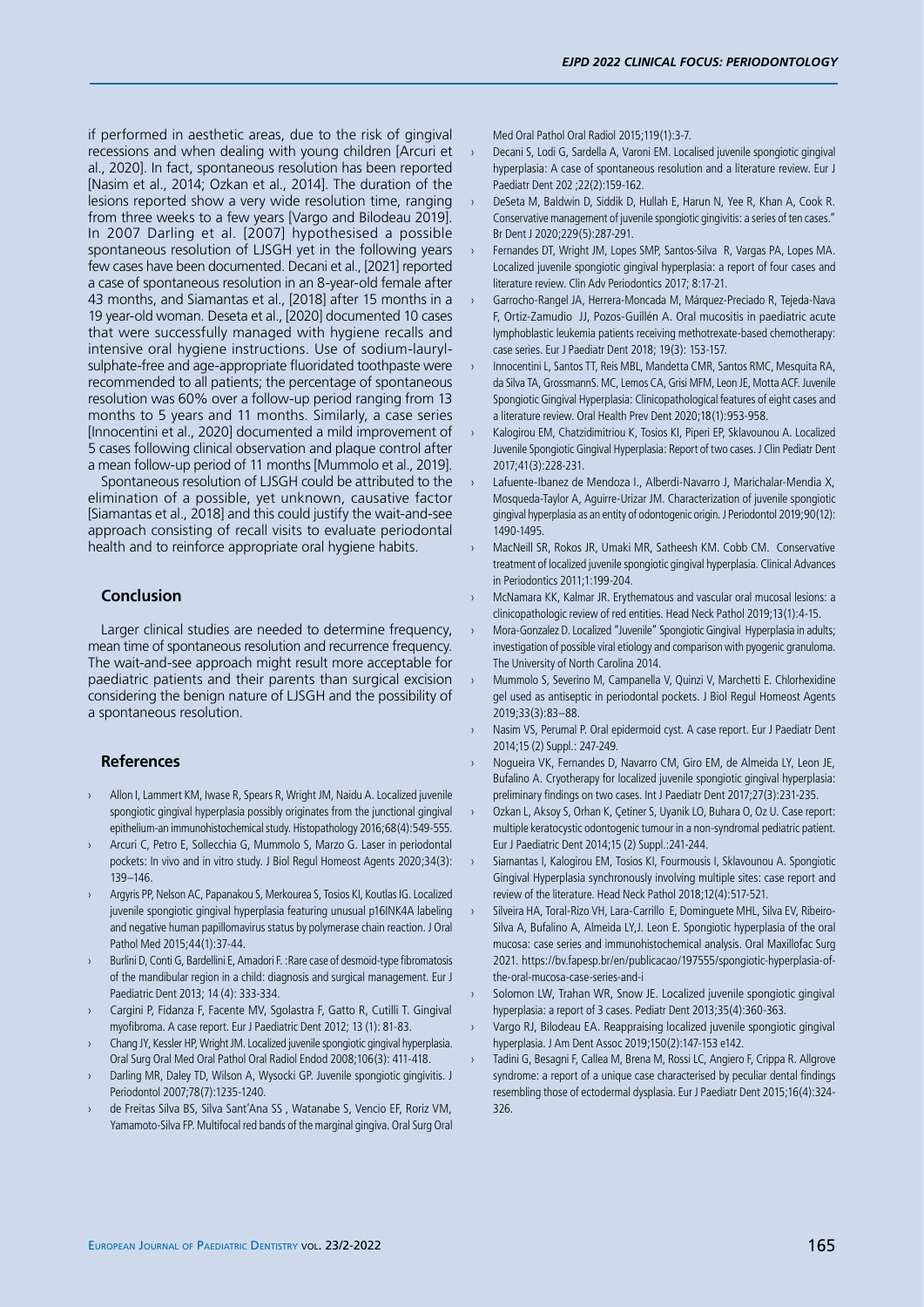if performed in aesthetic areas, due to the risk of gingival recessions and when dealing with young children [Arcuri et al., 2020]. In fact, spontaneous resolution has been reported [Nasim et al., 2014; Ozkan et al., 2014]. The duration of the lesions reported show a very wide resolution time, ranging from three weeks to a few years [Vargo and Bilodeau 2019]. In 2007 Darling et al. [2007] hypothesised a possible spontaneous resolution of LJSGH yet in the following years few cases have been documented. Decani et al., [2021] reported a case of spontaneous resolution in an 8-year-old female after 43 months, and Siamantas et al., [2018] after 15 months in a 19 year-old woman. Deseta et al., [2020] documented 10 cases that were successfully managed with hygiene recalls and intensive oral hygiene instructions. Use of sodium-lauryl-sulphate-free and age-appropriate fluoridated toothpaste were recommended to all patients; the percentage of spontaneous resolution was 60% over a follow-up period ranging from 13 months to 5 years and 11 months. Similarly, a case series [Innocentini et al., 2020] documented a mild improvement of 5 cases following clinical observation and plaque control after a mean follow-up period of 11 months [Mummolo et al., 2019].

Spontaneous resolution of LJSGH could be attributed to the elimination of a possible, yet unknown, causative factor [Siamantas et al., 2018] and this could justify the wait-and-see approach consisting of recall visits to evaluate periodontal health and to reinforce appropriate oral hygiene habits.

## Conclusion

Larger clinical studies are needed to determine frequency, mean time of spontaneous resolution and recurrence frequency. The wait-and-see approach might result more acceptable for paediatric patients and their parents than surgical excision considering the benign nature of LJSGH and the possibility of a spontaneous resolution.

## References

- Allon I, Lammert KM, Iwase R, Spears R, Wright JM, Naidu A. Localized juvenile spongiotic gingival hyperplasia possibly originates from the junctional gingival epithelium-an immunohistochemical study. Histopathology 2016;68(4):549-555.
- Arcuri C, Petro E, Sollecchia G, Mummolo S, Marzo G. Laser in periodontal pockets: In vivo and in vitro study. J Biol Regul Homeost Agents 2020;34(3): 139–146.
- Argyris PP, Nelson AC, Papanakou S, Merkourea S, Tosios KI, Koutlas IG. Localized juvenile spongiotic gingival hyperplasia featuring unusual p16INK4A labeling and negative human papillomavirus status by polymerase chain reaction. J Oral Pathol Med 2015;44(1):37-44.
- Burlini D, Conti G, Bardellini E, Amadori F. :Rare case of desmoid-type fibromatosis of the mandibular region in a child: diagnosis and surgical management. Eur J Paediatric Dent 2013; 14 (4): 333-334.
- Cargini P, Fidanza F, Facente MV, Sgolastra F, Gatto R, Cutilli T. Gingival myofibroma. A case report. Eur J Paediatric Dent 2012; 13 (1): 81-83.
- Chang JY, Kessler HP, Wright JM. Localized juvenile spongiotic gingival hyperplasia. Oral Surg Oral Med Oral Pathol Oral Radiol Endod 2008;106(3): 411-418.
- Darling MR, Daley TD, Wilson A, Wysocki GP. Juvenile spongiotic gingivitis. J Periodontol 2007;78(7):1235-1240.
- de Freitas Silva BS, Silva Sant'Ana SS , Watanabe S, Vencio EF, Roriz VM, Yamamoto-Silva FP. Multifocal red bands of the marginal gingiva. Oral Surg Oral Med Oral Pathol Oral Radiol 2015;119(1):3-7.
- Decani S, Lodi G, Sardella A, Varoni EM. Localised juvenile spongiotic gingival hyperplasia: A case of spontaneous resolution and a literature review. Eur J Paediatr Dent 202 ;22(2):159-162.
- DeSeta M, Baldwin D, Siddik D, Hullah E, Harun N, Yee R, Khan A, Cook R. Conservative management of juvenile spongiotic gingivitis: a series of ten cases." Br Dent J 2020;229(5):287-291.
- Fernandes DT, Wright JM, Lopes SMP, Santos-Silva R, Vargas PA, Lopes MA. Localized juvenile spongiotic gingival hyperplasia: a report of four cases and literature review. Clin Adv Periodontics 2017; 8:17-21.
- Garrocho-Rangel JA, Herrera-Moncada M, Márquez-Preciado R, Tejeda-Nava F, Ortiz-Zamudio JJ, Pozos-Guillén A. Oral mucositis in paediatric acute lymphoblastic leukemia patients receiving methotrexate-based chemotherapy: case series. Eur J Paediatr Dent 2018; 19(3): 153-157.
- Innocentini L, Santos TT, Reis MBL, Mandetta CMR, Santos RMC, Mesquita RA, da Silva TA, GrossmannS. MC, Lemos CA, Grisi MFM, Leon JE, Motta ACF. Juvenile Spongiotic Gingival Hyperplasia: Clinicopathological features of eight cases and a literature review. Oral Health Prev Dent 2020;18(1):953-958.
- Kalogirou EM, Chatzidimitriou K, Tosios KI, Piperi EP, Sklavounou A. Localized Juvenile Spongiotic Gingival Hyperplasia: Report of two cases. J Clin Pediatr Dent 2017;41(3):228-231.
- Lafuente-Ibanez de Mendoza I., Alberdi-Navarro J, Marichalar-Mendia X, Mosqueda-Taylor A, Aguirre-Urizar JM. Characterization of juvenile spongiotic gingival hyperplasia as an entity of odontogenic origin. J Periodontol 2019;90(12): 1490-1495.
- MacNeill SR, Rokos JR, Umaki MR, Satheesh KM. Cobb CM. Conservative treatment of localized juvenile spongiotic gingival hyperplasia. Clinical Advances in Periodontics 2011;1:199-204.
- McNamara KK, Kalmar JR. Erythematous and vascular oral mucosal lesions: a clinicopathologic review of red entities. Head Neck Pathol 2019;13(1):4-15.
- Mora-Gonzalez D. Localized "Juvenile" Spongiotic Gingival Hyperplasia in adults; investigation of possible viral etiology and comparison with pyogenic granuloma. The University of North Carolina 2014.
- Mummolo S, Severino M, Campanella V, Quinzi V, Marchetti E. Chlorhexidine gel used as antiseptic in periodontal pockets. J Biol Regul Homeost Agents 2019;33(3):83–88.
- Nasim VS, Perumal P. Oral epidermoid cyst. A case report. Eur J Paediatr Dent 2014;15 (2) Suppl.: 247-249.
- Nogueira VK, Fernandes D, Navarro CM, Giro EM, de Almeida LY, Leon JE, Bufalino A. Cryotherapy for localized juvenile spongiotic gingival hyperplasia: preliminary findings on two cases. Int J Paediatr Dent 2017;27(3):231-235.
- Ozkan N, Aksoy S, Orhan K, Çetiner S, Uyanik LO, Buhara O, Oz U. Case report: multiple keratocystic odontogenic tumour in a non-syndromal pediatric patient. Eur J Paediatric Dent 2014;15 (2) Suppl.:241-244.
- Siamantas I, Kalogirou EM, Tosios KI, Fourmousis I, Sklavounou A. Spongiotic Gingival Hyperplasia synchronously involving multiple sites: case report and review of the literature. Head Neck Pathol 2018;12(4):517-521.
- Silveira HA, Toral-Rizo VH, Lara-Carrillo E, Dominguete MHL, Silva EV, Ribeiro-Silva A, Bufalino A, Almeida LY,J. Leon E. Spongiotic hyperplasia of the oral mucosa: case series and immunohistochemical analysis. Oral Maxillofac Surg 2021. https://bv.fapesp.br/en/publicacao/197555/spongiotic-hyperplasia-of-the-oral-mucosa-case-series-and-i
- Solomon LW, Trahan WR, Snow JE. Localized juvenile spongiotic gingival hyperplasia: a report of 3 cases. Pediatr Dent 2013;35(4):360-363.
- Vargo RJ, Bilodeau EA. Reappraising localized juvenile spongiotic gingival hyperplasia. J Am Dent Assoc 2019;150(2):147-153 e142.
- Tadini G, Besagni F, Callea M, Brena M, Rossi LC, Angiero F, Crippa R. Allgrove syndrome: a report of a unique case characterised by peculiar dental findings resembling those of ectodermal dysplasia. Eur J Paediatr Dent 2015;16(4):324-326.